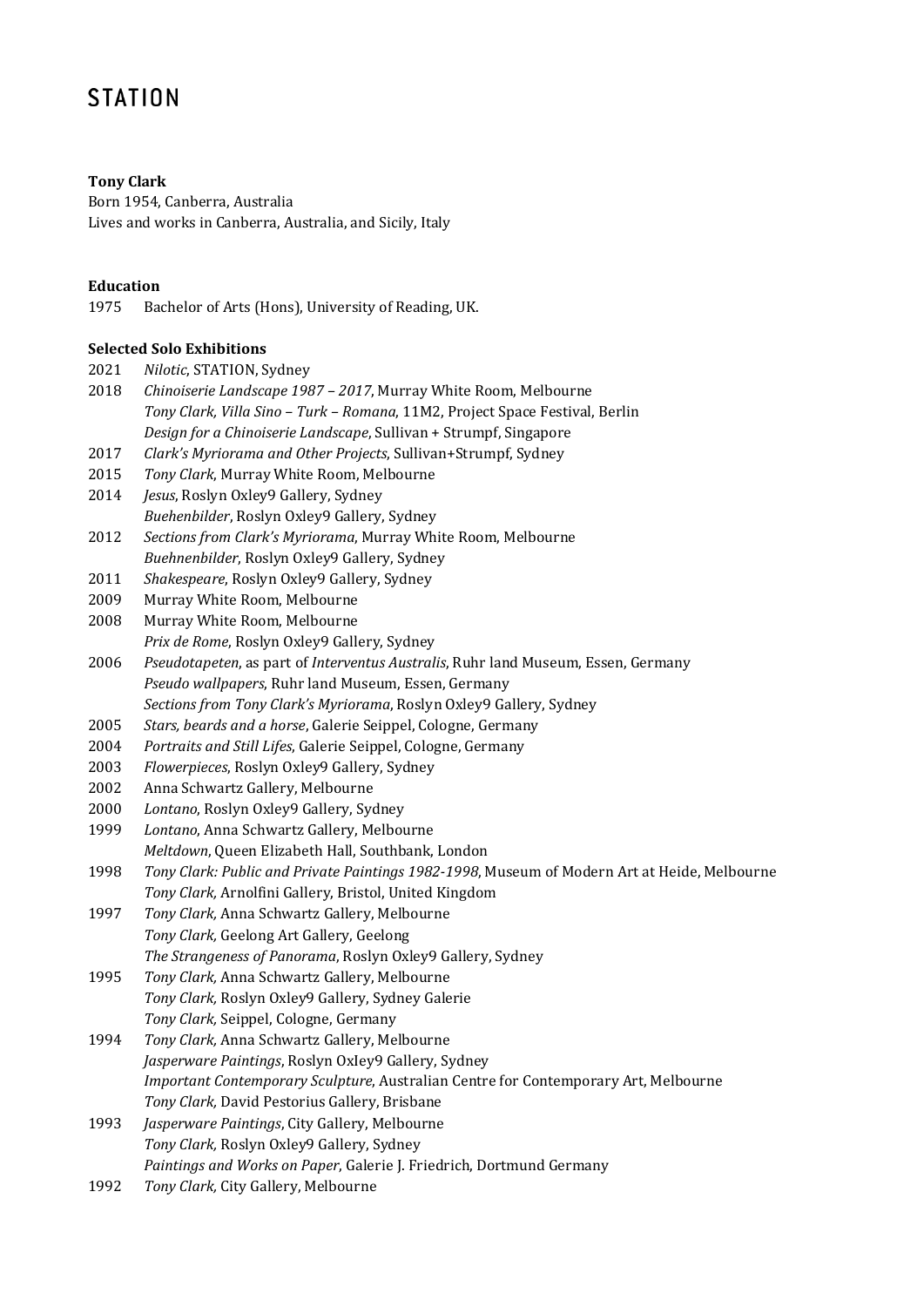# STATION

**Tony Clark**

Born 1954, Canberra, Australia
Lives and works in Canberra, Australia, and Sicily, Italy

**Education**

1975 Bachelor of Arts (Hons), University of Reading, UK.

**Selected Solo Exhibitions**

2021 *Nilotic*, STATION, Sydney

2018 *Chinoiserie Landscape 1987 – 2017*, Murray White Room, Melbourne
*Tony Clark, Villa Sino – Turk – Romana*, 11M2, Project Space Festival, Berlin
*Design for a Chinoiserie Landscape*, Sullivan + Strumpf, Singapore

2017 *Clark's Myriorama and Other Projects*, Sullivan+Strumpf, Sydney

2015 *Tony Clark*, Murray White Room, Melbourne

2014 *Jesus*, Roslyn Oxley9 Gallery, Sydney
*Buehenbilder*, Roslyn Oxley9 Gallery, Sydney

2012 *Sections from Clark's Myriorama*, Murray White Room, Melbourne
*Buehnenbilder*, Roslyn Oxley9 Gallery, Sydney

2011 *Shakespeare*, Roslyn Oxley9 Gallery, Sydney

2009 Murray White Room, Melbourne

2008 Murray White Room, Melbourne
*Prix de Rome*, Roslyn Oxley9 Gallery, Sydney

2006 *Pseudotapeten*, as part of *Interventus Australis*, Ruhr land Museum, Essen, Germany
*Pseudo wallpapers*, Ruhr land Museum, Essen, Germany
*Sections from Tony Clark's Myriorama*, Roslyn Oxley9 Gallery, Sydney

2005 *Stars, beards and a horse*, Galerie Seippel, Cologne, Germany

2004 *Portraits and Still Lifes*, Galerie Seippel, Cologne, Germany

2003 *Flowerpieces*, Roslyn Oxley9 Gallery, Sydney

2002 Anna Schwartz Gallery, Melbourne

2000 *Lontano*, Roslyn Oxley9 Gallery, Sydney

1999 *Lontano*, Anna Schwartz Gallery, Melbourne
*Meltdown*, Queen Elizabeth Hall, Southbank, London

1998 *Tony Clark: Public and Private Paintings 1982-1998*, Museum of Modern Art at Heide, Melbourne
*Tony Clark,* Arnolfini Gallery, Bristol, United Kingdom

1997 *Tony Clark,* Anna Schwartz Gallery, Melbourne
*Tony Clark,* Geelong Art Gallery, Geelong
*The Strangeness of Panorama*, Roslyn Oxley9 Gallery, Sydney

1995 *Tony Clark,* Anna Schwartz Gallery, Melbourne
*Tony Clark,* Roslyn Oxley9 Gallery, Sydney Galerie
*Tony Clark,* Seippel, Cologne, Germany

1994 *Tony Clark,* Anna Schwartz Gallery, Melbourne
*Jasperware Paintings*, Roslyn OxIey9 Gallery, Sydney
*Important Contemporary Sculpture*, Australian Centre for Contemporary Art, Melbourne
*Tony Clark,* David Pestorius Gallery, Brisbane

1993 *Jasperware Paintings*, City Gallery, Melbourne
*Tony Clark,* Roslyn Oxley9 Gallery, Sydney
*Paintings and Works on Paper*, Galerie J. Friedrich, Dortmund Germany

1992 *Tony Clark,* City Gallery, Melbourne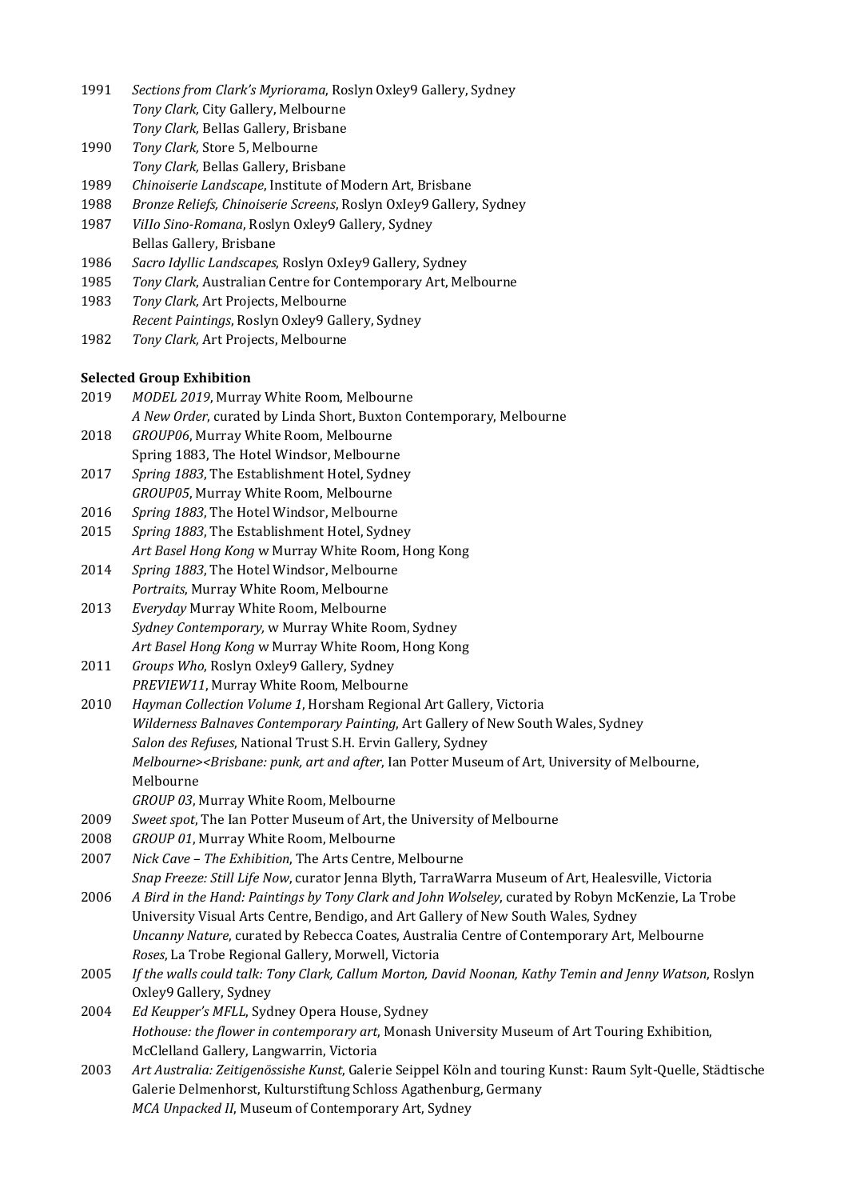1991 *Sections from Clark's Myriorama*, Roslyn Oxley9 Gallery, Sydney
*Tony Clark,* City Gallery, Melbourne
*Tony Clark,* Bellas Gallery, Brisbane

1990 *Tony Clark,* Store 5, Melbourne
*Tony Clark,* Bellas Gallery, Brisbane

1989 *Chinoiserie Landscape*, Institute of Modern Art, Brisbane

1988 *Bronze Reliefs, Chinoiserie Screens*, Roslyn OxIey9 Gallery, Sydney

1987 *ViIIo Sino-Romana*, Roslyn Oxley9 Gallery, Sydney
Bellas Gallery, Brisbane

1986 *Sacro Idyllic Landscapes*, Roslyn OxIey9 Gallery, Sydney

1985 *Tony Clark*, Australian Centre for Contemporary Art, Melbourne

1983 *Tony Clark,* Art Projects, Melbourne
*Recent Paintings*, Roslyn Oxley9 Gallery, Sydney

1982 *Tony Clark,* Art Projects, Melbourne

**Selected Group Exhibition**

2019 *MODEL 2019*, Murray White Room, Melbourne
*A New Order*, curated by Linda Short, Buxton Contemporary, Melbourne

2018 *GROUP06*, Murray White Room, Melbourne
Spring 1883, The Hotel Windsor, Melbourne

2017 *Spring 1883*, The Establishment Hotel, Sydney
*GROUP05*, Murray White Room, Melbourne

2016 *Spring 1883*, The Hotel Windsor, Melbourne

2015 *Spring 1883*, The Establishment Hotel, Sydney
*Art Basel Hong Kong* w Murray White Room, Hong Kong

2014 *Spring 1883*, The Hotel Windsor, Melbourne
*Portraits*, Murray White Room, Melbourne

2013 *Everyday* Murray White Room, Melbourne
*Sydney Contemporary,* w Murray White Room, Sydney
*Art Basel Hong Kong* w Murray White Room, Hong Kong

2011 *Groups Who*, Roslyn Oxley9 Gallery, Sydney
*PREVIEW11*, Murray White Room, Melbourne

2010 *Hayman Collection Volume 1*, Horsham Regional Art Gallery, Victoria
*Wilderness Balnaves Contemporary Painting*, Art Gallery of New South Wales, Sydney
*Salon des Refuses*, National Trust S.H. Ervin Gallery, Sydney
*Melbourne><Brisbane: punk, art and after*, Ian Potter Museum of Art, University of Melbourne, Melbourne
*GROUP 03*, Murray White Room, Melbourne

2009 *Sweet spot*, The Ian Potter Museum of Art, the University of Melbourne

2008 *GROUP 01*, Murray White Room, Melbourne

2007 *Nick Cave – The Exhibition*, The Arts Centre, Melbourne
*Snap Freeze: Still Life Now*, curator Jenna Blyth, TarraWarra Museum of Art, Healesville, Victoria

2006 *A Bird in the Hand: Paintings by Tony Clark and John Wolseley*, curated by Robyn McKenzie, La Trobe University Visual Arts Centre, Bendigo, and Art Gallery of New South Wales, Sydney
*Uncanny Nature*, curated by Rebecca Coates, Australia Centre of Contemporary Art, Melbourne
*Roses*, La Trobe Regional Gallery, Morwell, Victoria

2005 *If the walls could talk: Tony Clark, Callum Morton, David Noonan, Kathy Temin and Jenny Watson*, Roslyn Oxley9 Gallery, Sydney

2004 *Ed Keupper's MFLL*, Sydney Opera House, Sydney
*Hothouse: the flower in contemporary art*, Monash University Museum of Art Touring Exhibition, McClelland Gallery, Langwarrin, Victoria

2003 *Art Australia: Zeitigenössisihe Kunst*, Galerie Seippel Köln and touring Kunst: Raum Sylt-Quelle, Städtische Galerie Delmenhorst, Kulturstiftung Schloss Agathenburg, Germany
*MCA Unpacked II*, Museum of Contemporary Art, Sydney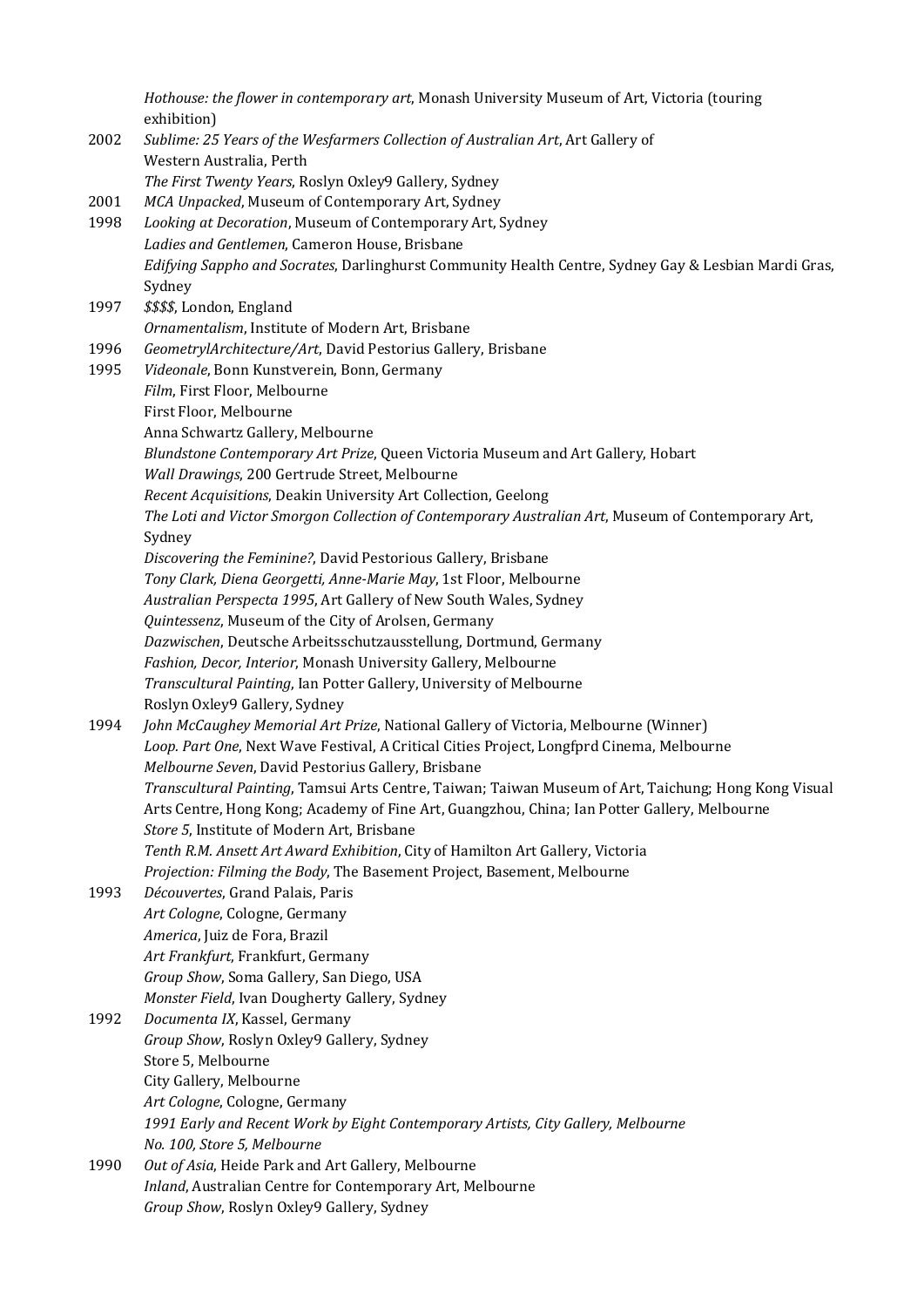*Hothouse: the flower in contemporary art*, Monash University Museum of Art, Victoria (touring exhibition)

2002 *Sublime: 25 Years of the Wesfarmers Collection of Australian Art*, Art Gallery of Western Australia, Perth
*The First Twenty Years*, Roslyn Oxley9 Gallery, Sydney

2001 *MCA Unpacked*, Museum of Contemporary Art, Sydney

1998 *Looking at Decoration*, Museum of Contemporary Art, Sydney
*Ladies and Gentlemen*, Cameron House, Brisbane
*Edifying Sappho and Socrates*, Darlinghurst Community Health Centre, Sydney Gay & Lesbian Mardi Gras, Sydney

1997 *$$$$*, London, England
*Ornamentalism*, Institute of Modern Art, Brisbane

1996 *GeometrylArchitecture/Art*, David Pestorius Gallery, Brisbane

1995 *Videonale*, Bonn Kunstverein, Bonn, Germany
*Film*, First Floor, Melbourne
First Floor, Melbourne
Anna Schwartz Gallery, Melbourne
*Blundstone Contemporary Art Prize*, Queen Victoria Museum and Art Gallery, Hobart
*Wall Drawings*, 200 Gertrude Street, Melbourne
*Recent Acquisitions*, Deakin University Art Collection, Geelong
*The Loti and Victor Smorgon Collection of Contemporary Australian Art*, Museum of Contemporary Art, Sydney
*Discovering the Feminine?*, David Pestorious Gallery, Brisbane
*Tony Clark, Diena Georgetti, Anne-Marie May*, 1st Floor, Melbourne
*Australian Perspecta 1995*, Art Gallery of New South Wales, Sydney
*Quintessenz*, Museum of the City of Arolsen, Germany
*Dazwischen*, Deutsche Arbeitsschutzausstellung, Dortmund, Germany
*Fashion, Decor, Interior*, Monash University Gallery, Melbourne
*Transcultural Painting*, Ian Potter Gallery, University of Melbourne
Roslyn Oxley9 Gallery, Sydney

1994 *John McCaughey Memorial Art Prize*, National Gallery of Victoria, Melbourne (Winner)
*Loop. Part One*, Next Wave Festival, A Critical Cities Project, Longfprd Cinema, Melbourne
*Melbourne Seven*, David Pestorius Gallery, Brisbane
*Transcultural Painting*, Tamsui Arts Centre, Taiwan; Taiwan Museum of Art, Taichung; Hong Kong Visual Arts Centre, Hong Kong; Academy of Fine Art, Guangzhou, China; Ian Potter Gallery, Melbourne
*Store 5*, Institute of Modern Art, Brisbane
*Tenth R.M. Ansett Art Award Exhibition*, City of Hamilton Art Gallery, Victoria
*Projection: Filming the Body*, The Basement Project, Basement, Melbourne

1993 *Découvertes*, Grand Palais, Paris
*Art Cologne*, Cologne, Germany
*America*, Juiz de Fora, Brazil
*Art Frankfurt*, Frankfurt, Germany
*Group Show*, Soma Gallery, San Diego, USA
*Monster Field*, Ivan Dougherty Gallery, Sydney

1992 *Documenta IX*, Kassel, Germany
*Group Show*, Roslyn Oxley9 Gallery, Sydney
Store 5, Melbourne
City Gallery, Melbourne
*Art Cologne*, Cologne, Germany
*1991 Early and Recent Work by Eight Contemporary Artists, City Gallery, Melbourne*
*No. 100, Store 5, Melbourne*

1990 *Out of Asia*, Heide Park and Art Gallery, Melbourne
*Inland*, Australian Centre for Contemporary Art, Melbourne
*Group Show*, Roslyn Oxley9 Gallery, Sydney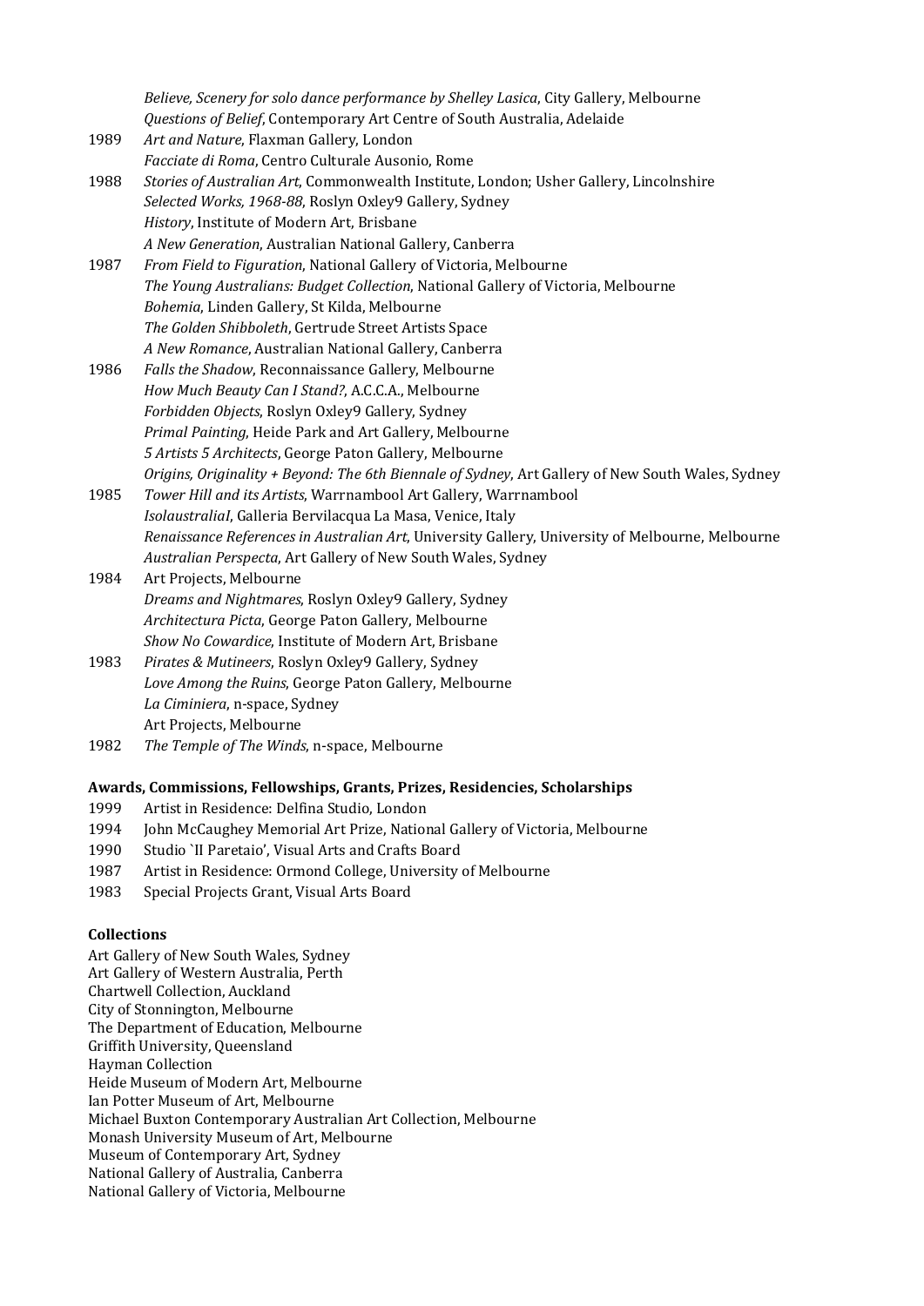*Believe, Scenery for solo dance performance by Shelley Lasica*, City Gallery, Melbourne
*Questions of Belief*, Contemporary Art Centre of South Australia, Adelaide

1989 *Art and Nature*, Flaxman Gallery, London
*Facciate di Roma*, Centro Culturale Ausonio, Rome

1988 *Stories of Australian Art*, Commonwealth Institute, London; Usher Gallery, Lincolnshire
*Selected Works, 1968-88*, Roslyn Oxley9 Gallery, Sydney
*History*, Institute of Modern Art, Brisbane
*A New Generation*, Australian National Gallery, Canberra

1987 *From Field to Figuration*, National Gallery of Victoria, Melbourne
*The Young Australians: Budget Collection*, National Gallery of Victoria, Melbourne
*Bohemia*, Linden Gallery, St Kilda, Melbourne
*The Golden Shibboleth*, Gertrude Street Artists Space
*A New Romance*, Australian National Gallery, Canberra

1986 *Falls the Shadow*, Reconnaissance Gallery, Melbourne
*How Much Beauty Can I Stand?*, A.C.C.A., Melbourne
*Forbidden Objects*, Roslyn Oxley9 Gallery, Sydney
*Primal Painting*, Heide Park and Art Gallery, Melbourne
*5 Artists 5 Architects*, George Paton Gallery, Melbourne
*Origins, Originality + Beyond: The 6th Biennale of Sydney*, Art Gallery of New South Wales, Sydney

1985 *Tower Hill and its Artists*, Warrnambool Art Gallery, Warrnambool
*IsolaustraliaI*, Galleria Bervilacqua La Masa, Venice, Italy
*Renaissance References in Australian Art*, University Gallery, University of Melbourne, Melbourne
*Australian Perspecta*, Art Gallery of New South Wales, Sydney

1984 Art Projects, Melbourne
*Dreams and Nightmares*, Roslyn Oxley9 Gallery, Sydney
*Architectura Picta*, George Paton Gallery, Melbourne
*Show No Cowardice*, Institute of Modern Art, Brisbane

1983 *Pirates & Mutineers*, Roslyn Oxley9 Gallery, Sydney
*Love Among the Ruins*, George Paton Gallery, Melbourne
*La Ciminiera*, n-space, Sydney
Art Projects, Melbourne

1982 *The Temple of The Winds*, n-space, Melbourne

**Awards, Commissions, Fellowships, Grants, Prizes, Residencies, Scholarships**

1999 Artist in Residence: Delfina Studio, London
1994 John McCaughey Memorial Art Prize, National Gallery of Victoria, Melbourne
1990 Studio `II Paretaio', Visual Arts and Crafts Board
1987 Artist in Residence: Ormond College, University of Melbourne
1983 Special Projects Grant, Visual Arts Board

**Collections**

Art Gallery of New South Wales, Sydney
Art Gallery of Western Australia, Perth
Chartwell Collection, Auckland
City of Stonnington, Melbourne
The Department of Education, Melbourne
Griffith University, Queensland
Hayman Collection
Heide Museum of Modern Art, Melbourne
Ian Potter Museum of Art, Melbourne
Michael Buxton Contemporary Australian Art Collection, Melbourne
Monash University Museum of Art, Melbourne
Museum of Contemporary Art, Sydney
National Gallery of Australia, Canberra
National Gallery of Victoria, Melbourne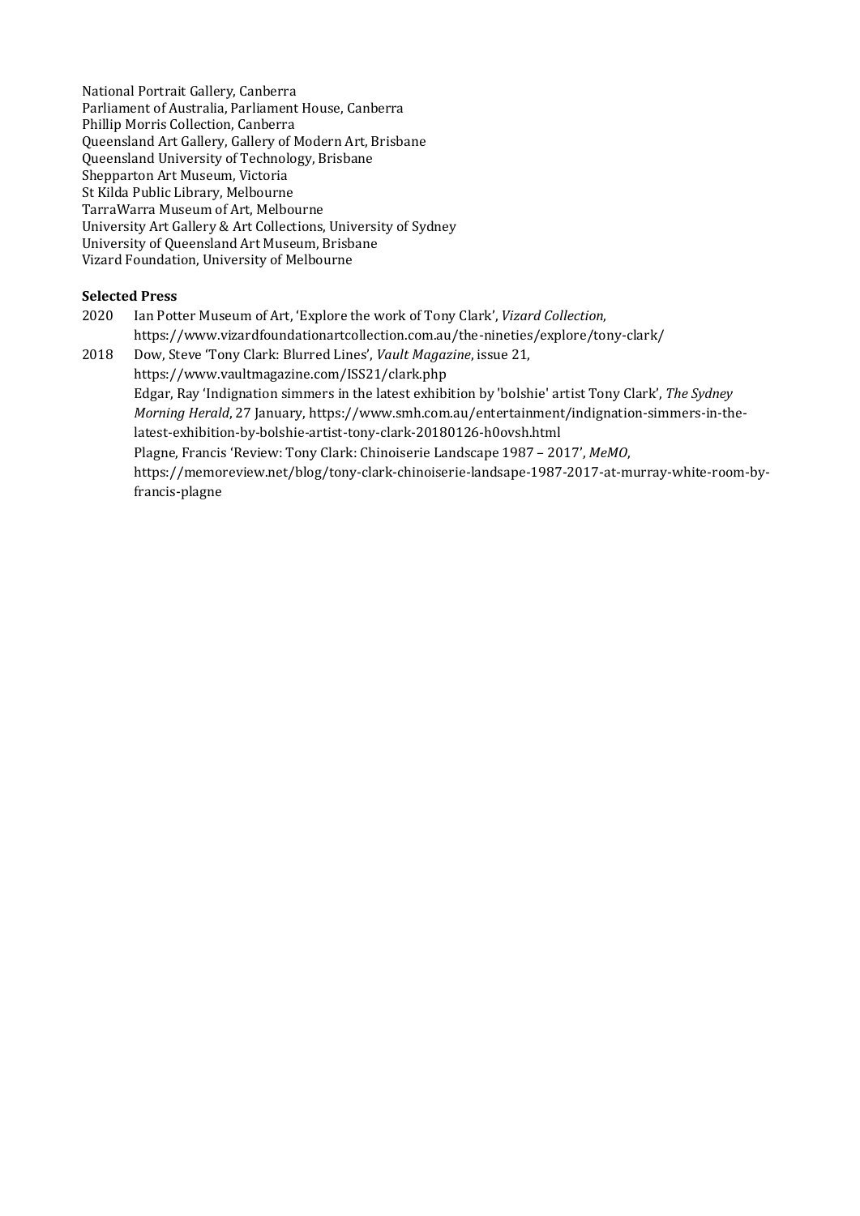National Portrait Gallery, Canberra
Parliament of Australia, Parliament House, Canberra
Phillip Morris Collection, Canberra
Queensland Art Gallery, Gallery of Modern Art, Brisbane
Queensland University of Technology, Brisbane
Shepparton Art Museum, Victoria
St Kilda Public Library, Melbourne
TarraWarra Museum of Art, Melbourne
University Art Gallery & Art Collections, University of Sydney
University of Queensland Art Museum, Brisbane
Vizard Foundation, University of Melbourne

**Selected Press**

2020 Ian Potter Museum of Art, 'Explore the work of Tony Clark', *Vizard Collection*, https://www.vizardfoundationartcollection.com.au/the-nineties/explore/tony-clark/

2018 Dow, Steve 'Tony Clark: Blurred Lines', *Vault Magazine*, issue 21, https://www.vaultmagazine.com/ISS21/clark.php
Edgar, Ray 'Indignation simmers in the latest exhibition by 'bolshie' artist Tony Clark', *The Sydney Morning Herald*, 27 January, https://www.smh.com.au/entertainment/indignation-simmers-in-the-latest-exhibition-by-bolshie-artist-tony-clark-20180126-h0ovsh.html
Plagne, Francis 'Review: Tony Clark: Chinoiserie Landscape 1987 – 2017', *MeMO*, https://memoreview.net/blog/tony-clark-chinoiserie-landsape-1987-2017-at-murray-white-room-by-francis-plagne